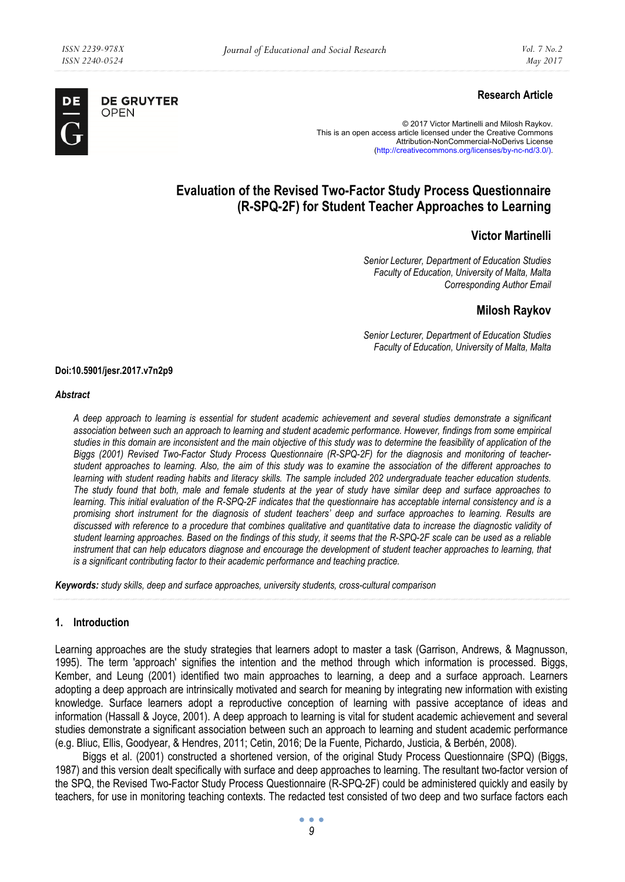**Research Article**

© 2017 Victor Martinelli and Milosh Raykov.
This is an open access article licensed under the Creative Commons
Attribution-NonCommercial-NoDerivs License
(http://creativecommons.org/licenses/by-nc-nd/3.0/).

# Evaluation of the Revised Two-Factor Study Process Questionnaire (R-SPQ-2F) for Student Teacher Approaches to Learning

## Victor Martinelli

*Senior Lecturer, Department of Education Studies*
*Faculty of Education, University of Malta, Malta*
*Corresponding Author Email*

## Milosh Raykov

*Senior Lecturer, Department of Education Studies*
*Faculty of Education, University of Malta, Malta*

**Doi:10.5901/jesr.2017.v7n2p9**

### *Abstract*

*A deep approach to learning is essential for student academic achievement and several studies demonstrate a significant association between such an approach to learning and student academic performance. However, findings from some empirical studies in this domain are inconsistent and the main objective of this study was to determine the feasibility of application of the Biggs (2001) Revised Two-Factor Study Process Questionnaire (R-SPQ-2F) for the diagnosis and monitoring of teacher-student approaches to learning. Also, the aim of this study was to examine the association of the different approaches to learning with student reading habits and literacy skills. The sample included 202 undergraduate teacher education students. The study found that both, male and female students at the year of study have similar deep and surface approaches to learning. This initial evaluation of the R-SPQ-2F indicates that the questionnaire has acceptable internal consistency and is a promising short instrument for the diagnosis of student teachers' deep and surface approaches to learning. Results are discussed with reference to a procedure that combines qualitative and quantitative data to increase the diagnostic validity of student learning approaches. Based on the findings of this study, it seems that the R-SPQ-2F scale can be used as a reliable instrument that can help educators diagnose and encourage the development of student teacher approaches to learning, that is a significant contributing factor to their academic performance and teaching practice.*

**Keywords:** *study skills, deep and surface approaches, university students, cross-cultural comparison*

## 1. Introduction

Learning approaches are the study strategies that learners adopt to master a task (Garrison, Andrews, & Magnusson, 1995). The term 'approach' signifies the intention and the method through which information is processed. Biggs, Kember, and Leung (2001) identified two main approaches to learning, a deep and a surface approach. Learners adopting a deep approach are intrinsically motivated and search for meaning by integrating new information with existing knowledge. Surface learners adopt a reproductive conception of learning with passive acceptance of ideas and information (Hassall & Joyce, 2001). A deep approach to learning is vital for student academic achievement and several studies demonstrate a significant association between such an approach to learning and student academic performance (e.g. Bliuc, Ellis, Goodyear, & Hendres, 2011; Cetin, 2016; De la Fuente, Pichardo, Justicia, & Berbén, 2008).

Biggs et al. (2001) constructed a shortened version, of the original Study Process Questionnaire (SPQ) (Biggs, 1987) and this version dealt specifically with surface and deep approaches to learning. The resultant two-factor version of the SPQ, the Revised Two-Factor Study Process Questionnaire (R-SPQ-2F) could be administered quickly and easily by teachers, for use in monitoring teaching contexts. The redacted test consisted of two deep and two surface factors each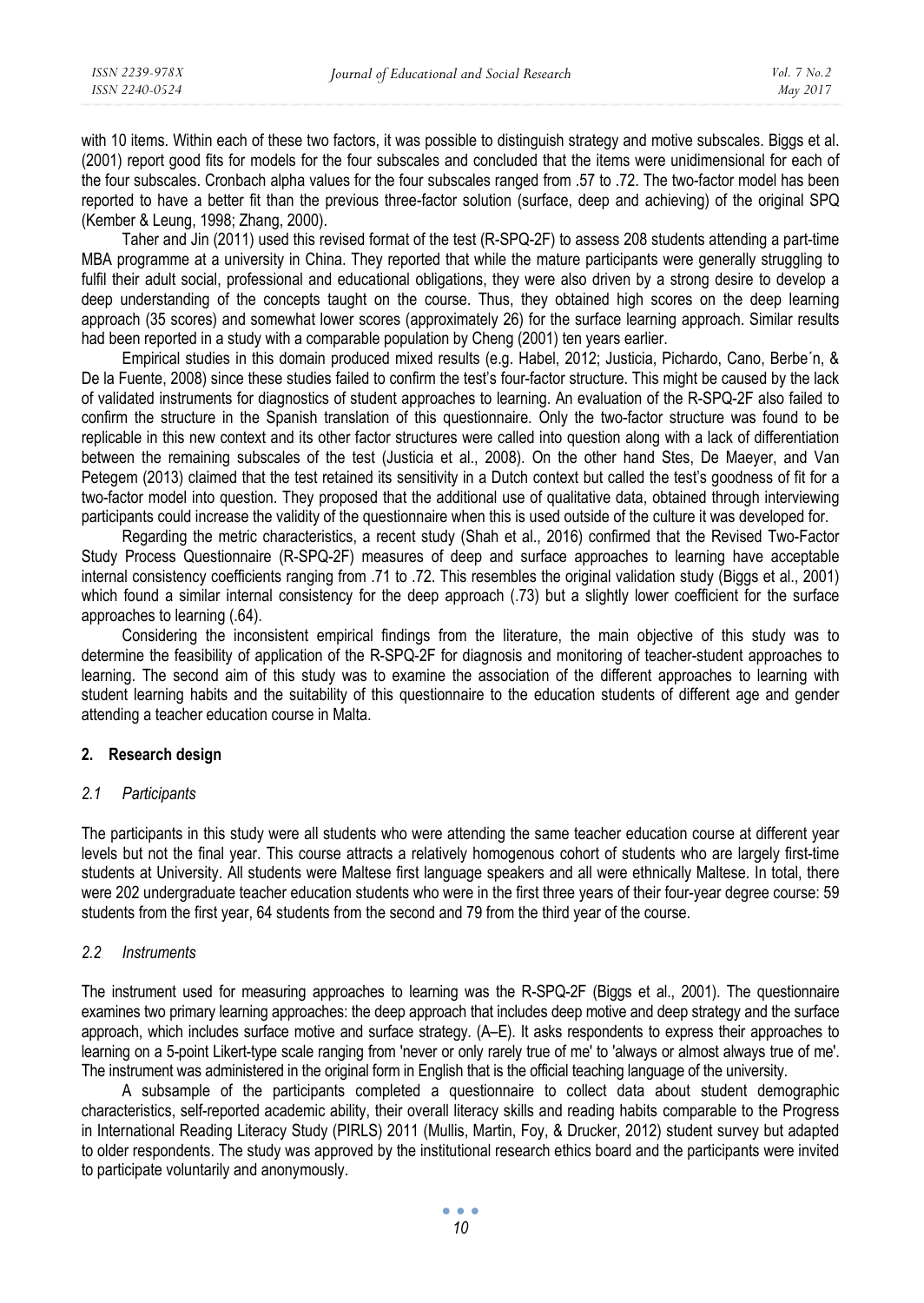with 10 items. Within each of these two factors, it was possible to distinguish strategy and motive subscales. Biggs et al. (2001) report good fits for models for the four subscales and concluded that the items were unidimensional for each of the four subscales. Cronbach alpha values for the four subscales ranged from .57 to .72. The two-factor model has been reported to have a better fit than the previous three-factor solution (surface, deep and achieving) of the original SPQ (Kember & Leung, 1998; Zhang, 2000).

Taher and Jin (2011) used this revised format of the test (R-SPQ-2F) to assess 208 students attending a part-time MBA programme at a university in China. They reported that while the mature participants were generally struggling to fulfil their adult social, professional and educational obligations, they were also driven by a strong desire to develop a deep understanding of the concepts taught on the course. Thus, they obtained high scores on the deep learning approach (35 scores) and somewhat lower scores (approximately 26) for the surface learning approach. Similar results had been reported in a study with a comparable population by Cheng (2001) ten years earlier.

Empirical studies in this domain produced mixed results (e.g. Habel, 2012; Justicia, Pichardo, Cano, Berbe´n, & De la Fuente, 2008) since these studies failed to confirm the test's four-factor structure. This might be caused by the lack of validated instruments for diagnostics of student approaches to learning. An evaluation of the R-SPQ-2F also failed to confirm the structure in the Spanish translation of this questionnaire. Only the two-factor structure was found to be replicable in this new context and its other factor structures were called into question along with a lack of differentiation between the remaining subscales of the test (Justicia et al., 2008). On the other hand Stes, De Maeyer, and Van Petegem (2013) claimed that the test retained its sensitivity in a Dutch context but called the test's goodness of fit for a two-factor model into question. They proposed that the additional use of qualitative data, obtained through interviewing participants could increase the validity of the questionnaire when this is used outside of the culture it was developed for.

Regarding the metric characteristics, a recent study (Shah et al., 2016) confirmed that the Revised Two-Factor Study Process Questionnaire (R-SPQ-2F) measures of deep and surface approaches to learning have acceptable internal consistency coefficients ranging from .71 to .72. This resembles the original validation study (Biggs et al., 2001) which found a similar internal consistency for the deep approach (.73) but a slightly lower coefficient for the surface approaches to learning (.64).

Considering the inconsistent empirical findings from the literature, the main objective of this study was to determine the feasibility of application of the R-SPQ-2F for diagnosis and monitoring of teacher-student approaches to learning. The second aim of this study was to examine the association of the different approaches to learning with student learning habits and the suitability of this questionnaire to the education students of different age and gender attending a teacher education course in Malta.

## 2. Research design

### 2.1 Participants

The participants in this study were all students who were attending the same teacher education course at different year levels but not the final year. This course attracts a relatively homogenous cohort of students who are largely first-time students at University. All students were Maltese first language speakers and all were ethnically Maltese. In total, there were 202 undergraduate teacher education students who were in the first three years of their four-year degree course: 59 students from the first year, 64 students from the second and 79 from the third year of the course.

### 2.2 Instruments

The instrument used for measuring approaches to learning was the R-SPQ-2F (Biggs et al., 2001). The questionnaire examines two primary learning approaches: the deep approach that includes deep motive and deep strategy and the surface approach, which includes surface motive and surface strategy. (A–E). It asks respondents to express their approaches to learning on a 5-point Likert-type scale ranging from 'never or only rarely true of me' to 'always or almost always true of me'. The instrument was administered in the original form in English that is the official teaching language of the university.

A subsample of the participants completed a questionnaire to collect data about student demographic characteristics, self-reported academic ability, their overall literacy skills and reading habits comparable to the Progress in International Reading Literacy Study (PIRLS) 2011 (Mullis, Martin, Foy, & Drucker, 2012) student survey but adapted to older respondents. The study was approved by the institutional research ethics board and the participants were invited to participate voluntarily and anonymously.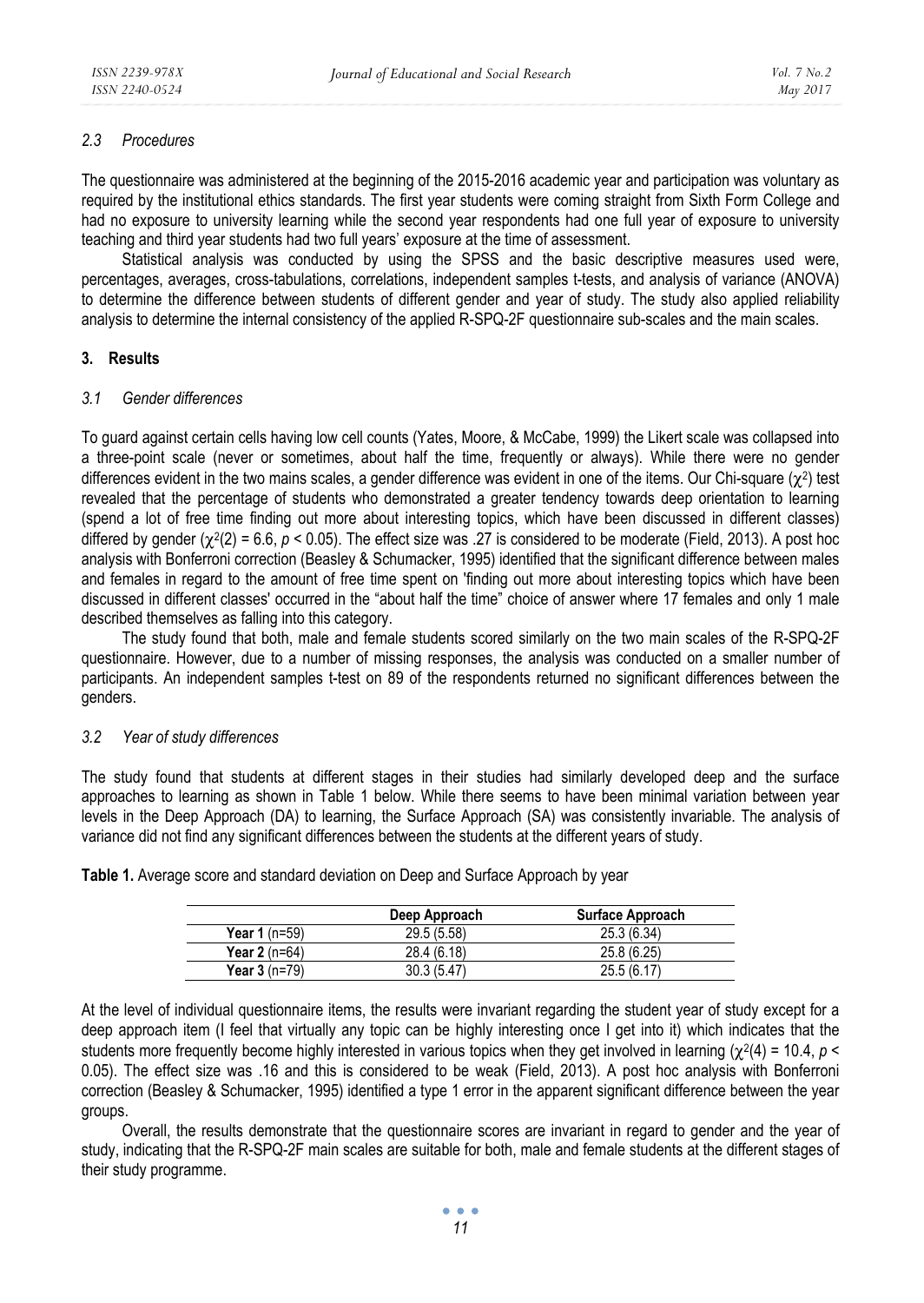### 2.3 Procedures

The questionnaire was administered at the beginning of the 2015-2016 academic year and participation was voluntary as required by the institutional ethics standards. The first year students were coming straight from Sixth Form College and had no exposure to university learning while the second year respondents had one full year of exposure to university teaching and third year students had two full years' exposure at the time of assessment.

Statistical analysis was conducted by using the SPSS and the basic descriptive measures used were, percentages, averages, cross-tabulations, correlations, independent samples t-tests, and analysis of variance (ANOVA) to determine the difference between students of different gender and year of study. The study also applied reliability analysis to determine the internal consistency of the applied R-SPQ-2F questionnaire sub-scales and the main scales.

## 3. Results

### 3.1 Gender differences

To guard against certain cells having low cell counts (Yates, Moore, & McCabe, 1999) the Likert scale was collapsed into a three-point scale (never or sometimes, about half the time, frequently or always). While there were no gender differences evident in the two mains scales, a gender difference was evident in one of the items. Our Chi-square ($\chi^2$) test revealed that the percentage of students who demonstrated a greater tendency towards deep orientation to learning (spend a lot of free time finding out more about interesting topics, which have been discussed in different classes) differed by gender ($\chi^2(2) = 6.6$, $p < 0.05$). The effect size was .27 is considered to be moderate (Field, 2013). A post hoc analysis with Bonferroni correction (Beasley & Schumacker, 1995) identified that the significant difference between males and females in regard to the amount of free time spent on 'finding out more about interesting topics which have been discussed in different classes' occurred in the "about half the time" choice of answer where 17 females and only 1 male described themselves as falling into this category.

The study found that both, male and female students scored similarly on the two main scales of the R-SPQ-2F questionnaire. However, due to a number of missing responses, the analysis was conducted on a smaller number of participants. An independent samples t-test on 89 of the respondents returned no significant differences between the genders.

### 3.2 Year of study differences

The study found that students at different stages in their studies had similarly developed deep and the surface approaches to learning as shown in Table 1 below. While there seems to have been minimal variation between year levels in the Deep Approach (DA) to learning, the Surface Approach (SA) was consistently invariable. The analysis of variance did not find any significant differences between the students at the different years of study.

**Table 1.** Average score and standard deviation on Deep and Surface Approach by year

| | Deep Approach | Surface Approach |
|---|---|---|
| **Year 1** (n=59) | 29.5 (5.58) | 25.3 (6.34) |
| **Year 2** (n=64) | 28.4 (6.18) | 25.8 (6.25) |
| **Year 3** (n=79) | 30.3 (5.47) | 25.5 (6.17) |

At the level of individual questionnaire items, the results were invariant regarding the student year of study except for a deep approach item (I feel that virtually any topic can be highly interesting once I get into it) which indicates that the students more frequently become highly interested in various topics when they get involved in learning ($\chi^2(4) = 10.4$, $p < 0.05$). The effect size was .16 and this is considered to be weak (Field, 2013). A post hoc analysis with Bonferroni correction (Beasley & Schumacker, 1995) identified a type 1 error in the apparent significant difference between the year groups.

Overall, the results demonstrate that the questionnaire scores are invariant in regard to gender and the year of study, indicating that the R-SPQ-2F main scales are suitable for both, male and female students at the different stages of their study programme.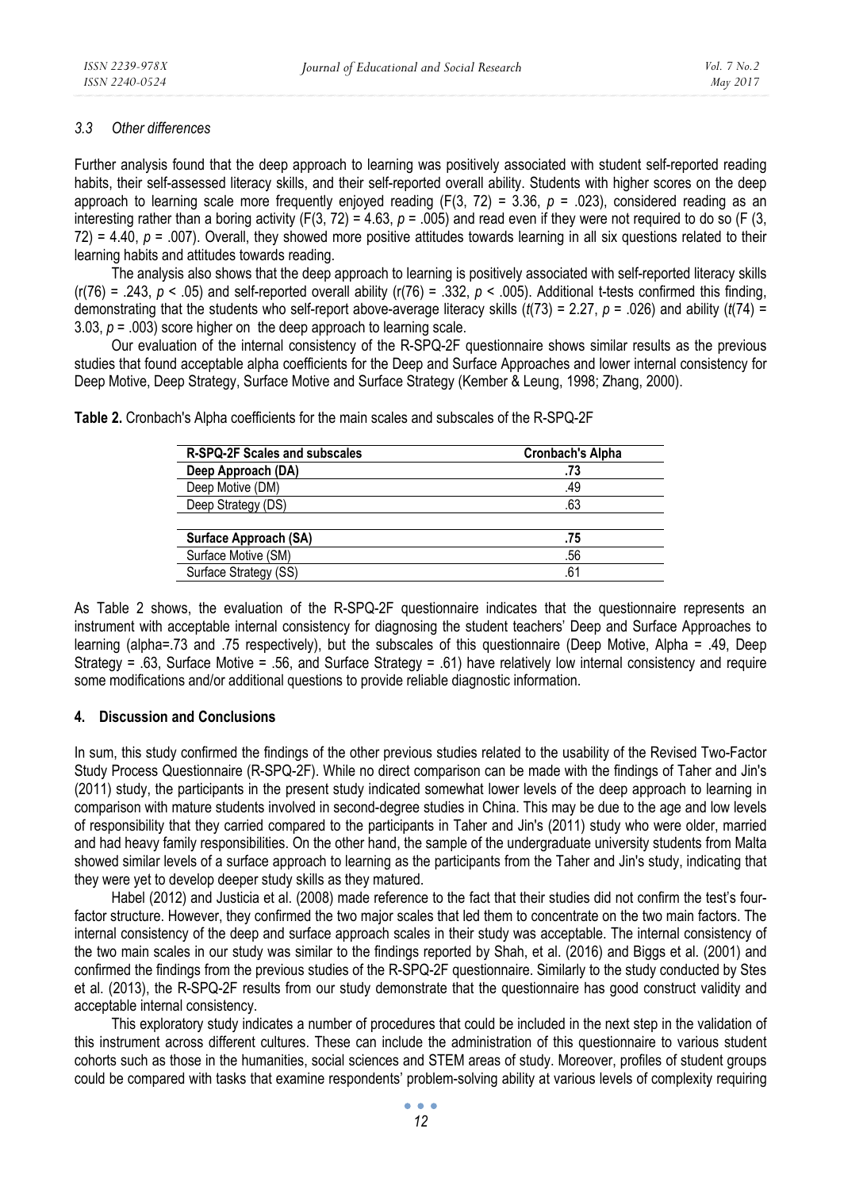### 3.3 Other differences

Further analysis found that the deep approach to learning was positively associated with student self-reported reading habits, their self-assessed literacy skills, and their self-reported overall ability. Students with higher scores on the deep approach to learning scale more frequently enjoyed reading ($F(3, 72) = 3.36$, $p = .023$), considered reading as an interesting rather than a boring activity ($F(3, 72) = 4.63$, $p = .005$) and read even if they were not required to do so ($F(3, 72) = 4.40$, $p = .007$). Overall, they showed more positive attitudes towards learning in all six questions related to their learning habits and attitudes towards reading.

The analysis also shows that the deep approach to learning is positively associated with self-reported literacy skills ($r(76) = .243$, $p < .05$) and self-reported overall ability ($r(76) = .332$, $p < .005$). Additional t-tests confirmed this finding, demonstrating that the students who self-report above-average literacy skills ($t(73) = 2.27$, $p = .026$) and ability ($t(74) = 3.03$, $p = .003$) score higher on the deep approach to learning scale.

Our evaluation of the internal consistency of the R-SPQ-2F questionnaire shows similar results as the previous studies that found acceptable alpha coefficients for the Deep and Surface Approaches and lower internal consistency for Deep Motive, Deep Strategy, Surface Motive and Surface Strategy (Kember & Leung, 1998; Zhang, 2000).

**Table 2.** Cronbach's Alpha coefficients for the main scales and subscales of the R-SPQ-2F

| R-SPQ-2F Scales and subscales | Cronbach's Alpha |
|---|---|
| **Deep Approach (DA)** | **.73** |
| Deep Motive (DM) | .49 |
| Deep Strategy (DS) | .63 |
| | |
| **Surface Approach (SA)** | **.75** |
| Surface Motive (SM) | .56 |
| Surface Strategy (SS) | .61 |

As Table 2 shows, the evaluation of the R-SPQ-2F questionnaire indicates that the questionnaire represents an instrument with acceptable internal consistency for diagnosing the student teachers' Deep and Surface Approaches to learning (alpha=.73 and .75 respectively), but the subscales of this questionnaire (Deep Motive, Alpha = .49, Deep Strategy = .63, Surface Motive = .56, and Surface Strategy = .61) have relatively low internal consistency and require some modifications and/or additional questions to provide reliable diagnostic information.

## 4. Discussion and Conclusions

In sum, this study confirmed the findings of the other previous studies related to the usability of the Revised Two-Factor Study Process Questionnaire (R-SPQ-2F). While no direct comparison can be made with the findings of Taher and Jin's (2011) study, the participants in the present study indicated somewhat lower levels of the deep approach to learning in comparison with mature students involved in second-degree studies in China. This may be due to the age and low levels of responsibility that they carried compared to the participants in Taher and Jin's (2011) study who were older, married and had heavy family responsibilities. On the other hand, the sample of the undergraduate university students from Malta showed similar levels of a surface approach to learning as the participants from the Taher and Jin's study, indicating that they were yet to develop deeper study skills as they matured.

Habel (2012) and Justicia et al. (2008) made reference to the fact that their studies did not confirm the test's four-factor structure. However, they confirmed the two major scales that led them to concentrate on the two main factors. The internal consistency of the deep and surface approach scales in their study was acceptable. The internal consistency of the two main scales in our study was similar to the findings reported by Shah, et al. (2016) and Biggs et al. (2001) and confirmed the findings from the previous studies of the R-SPQ-2F questionnaire. Similarly to the study conducted by Stes et al. (2013), the R-SPQ-2F results from our study demonstrate that the questionnaire has good construct validity and acceptable internal consistency.

This exploratory study indicates a number of procedures that could be included in the next step in the validation of this instrument across different cultures. These can include the administration of this questionnaire to various student cohorts such as those in the humanities, social sciences and STEM areas of study. Moreover, profiles of student groups could be compared with tasks that examine respondents' problem-solving ability at various levels of complexity requiring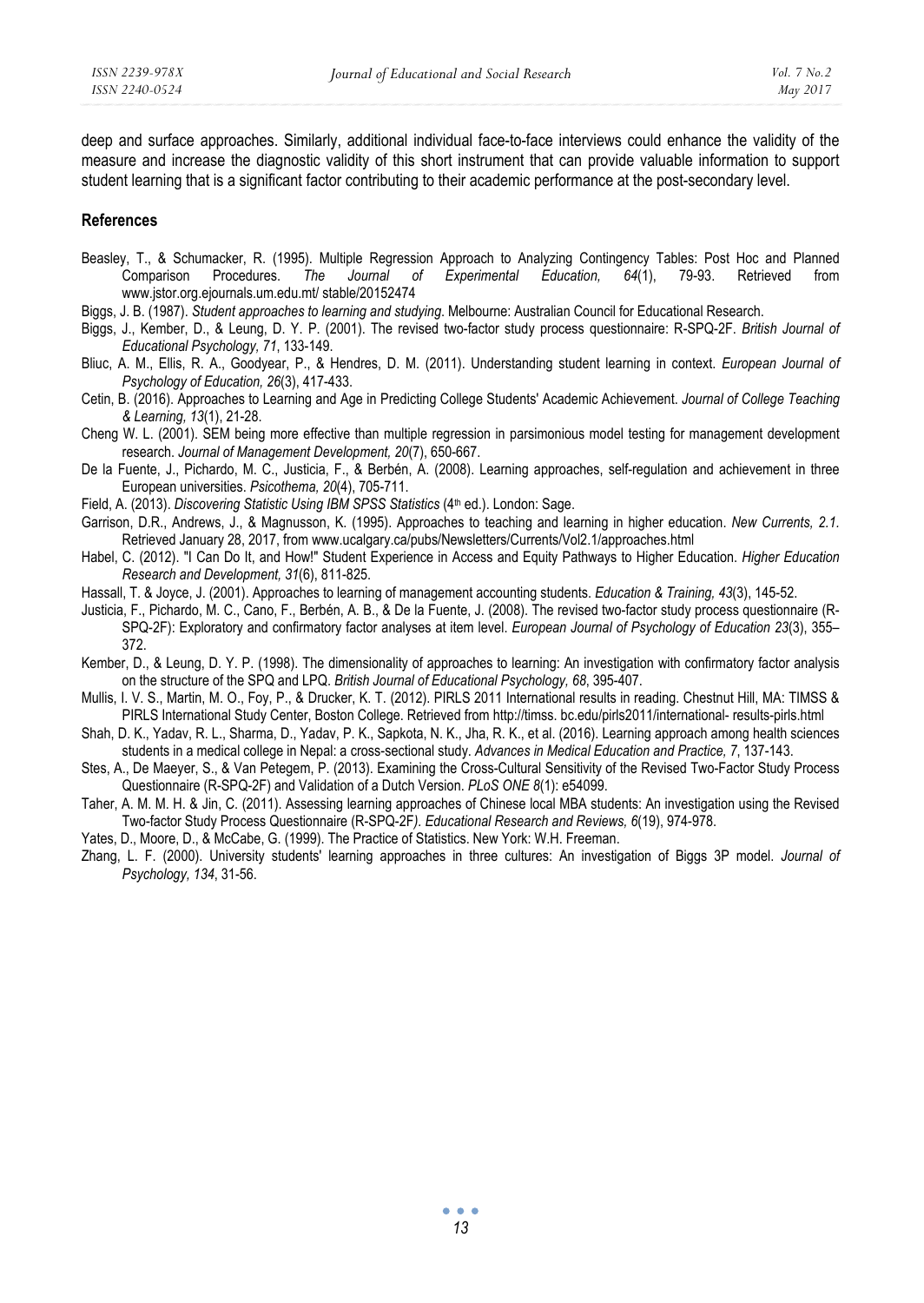deep and surface approaches. Similarly, additional individual face-to-face interviews could enhance the validity of the measure and increase the diagnostic validity of this short instrument that can provide valuable information to support student learning that is a significant factor contributing to their academic performance at the post-secondary level.

## References

Beasley, T., & Schumacker, R. (1995). Multiple Regression Approach to Analyzing Contingency Tables: Post Hoc and Planned Comparison Procedures. *The Journal of Experimental Education, 64*(1), 79-93. Retrieved from www.jstor.org.ejournals.um.edu.mt/ stable/20152474

Biggs, J. B. (1987). *Student approaches to learning and studying*. Melbourne: Australian Council for Educational Research.

Biggs, J., Kember, D., & Leung, D. Y. P. (2001). The revised two-factor study process questionnaire: R-SPQ-2F. *British Journal of Educational Psychology, 71*, 133-149.

Bliuc, A. M., Ellis, R. A., Goodyear, P., & Hendres, D. M. (2011). Understanding student learning in context. *European Journal of Psychology of Education, 26*(3), 417-433.

Cetin, B. (2016). Approaches to Learning and Age in Predicting College Students' Academic Achievement. *Journal of College Teaching & Learning, 13*(1), 21-28.

Cheng W. L. (2001). SEM being more effective than multiple regression in parsimonious model testing for management development research. *Journal of Management Development, 20*(7), 650-667.

De la Fuente, J., Pichardo, M. C., Justicia, F., & Berbén, A. (2008). Learning approaches, self-regulation and achievement in three European universities. *Psicothema, 20*(4), 705-711.

Field, A. (2013). *Discovering Statistic Using IBM SPSS Statistics* (4th ed.). London: Sage.

Garrison, D.R., Andrews, J., & Magnusson, K. (1995). Approaches to teaching and learning in higher education. *New Currents, 2.1.* Retrieved January 28, 2017, from www.ucalgary.ca/pubs/Newsletters/Currents/Vol2.1/approaches.html

Habel, C. (2012). "I Can Do It, and How!" Student Experience in Access and Equity Pathways to Higher Education. *Higher Education Research and Development, 31*(6), 811-825.

Hassall, T. & Joyce, J. (2001). Approaches to learning of management accounting students. *Education & Training, 43*(3), 145-52.

Justicia, F., Pichardo, M. C., Cano, F., Berbén, A. B., & De la Fuente, J. (2008). The revised two-factor study process questionnaire (R-SPQ-2F): Exploratory and confirmatory factor analyses at item level. *European Journal of Psychology of Education 23*(3), 355–372.

Kember, D., & Leung, D. Y. P. (1998). The dimensionality of approaches to learning: An investigation with confirmatory factor analysis on the structure of the SPQ and LPQ. *British Journal of Educational Psychology, 68*, 395-407.

Mullis, I. V. S., Martin, M. O., Foy, P., & Drucker, K. T. (2012). PIRLS 2011 International results in reading. Chestnut Hill, MA: TIMSS & PIRLS International Study Center, Boston College. Retrieved from http://timss. bc.edu/pirls2011/international- results-pirls.html

Shah, D. K., Yadav, R. L., Sharma, D., Yadav, P. K., Sapkota, N. K., Jha, R. K., et al. (2016). Learning approach among health sciences students in a medical college in Nepal: a cross-sectional study. *Advances in Medical Education and Practice, 7*, 137-143.

Stes, A., De Maeyer, S., & Van Petegem, P. (2013). Examining the Cross-Cultural Sensitivity of the Revised Two-Factor Study Process Questionnaire (R-SPQ-2F) and Validation of a Dutch Version. *PLoS ONE 8*(1): e54099.

Taher, A. M. M. H. & Jin, C. (2011). Assessing learning approaches of Chinese local MBA students: An investigation using the Revised Two-factor Study Process Questionnaire (R-SPQ-2F*). Educational Research and Reviews, 6*(19), 974-978.

Yates, D., Moore, D., & McCabe, G. (1999). The Practice of Statistics. New York: W.H. Freeman.

Zhang, L. F. (2000). University students' learning approaches in three cultures: An investigation of Biggs 3P model. *Journal of Psychology, 134*, 31-56.